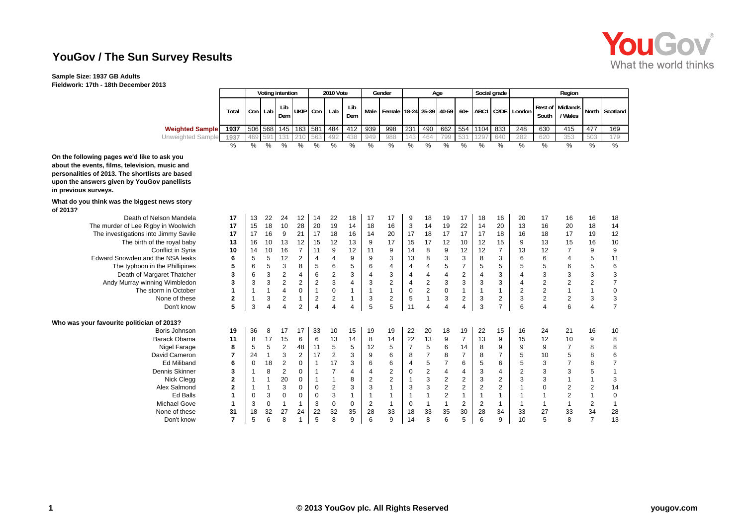# YouGov / The Sun Survey Results

**Sample Size: 1937 GB Adults**
**Fieldwork: 17th - 18th December 2013**

| | Total | Voting intention | | | | 2010 Vote | | | Gender | | Age | | | | Social grade | | Region | | | | |
|---|---|---|---|---|---|---|---|---|---|---|---|---|---|---|---|---|---|---|---|---|---|
| | | Con | Lab | Lib Dem | UKIP | Con | Lab | Lib Dem | Male | Female | 18-24 | 25-39 | 40-59 | 60+ | ABC1 | C2DE | London | Rest of South | Midlands / Wales | North | Scotland |
| **Weighted Sample** | 1937 | 506 | 568 | 145 | 163 | 581 | 484 | 412 | 939 | 998 | 231 | 490 | 662 | 554 | 1104 | 833 | 248 | 630 | 415 | 477 | 169 |
| Unweighted Sample | 1937 | 469 | 591 | 131 | 210 | 563 | 492 | 438 | 949 | 988 | 143 | 464 | 799 | 531 | 1297 | 640 | 282 | 620 | 353 | 503 | 179 |
| | % | % | % | % | % | % | % | % | % | % | % | % | % | % | % | % | % | % | % | % | % |
| **On the following pages we'd like to ask you about the events, films, television, music and personalities of 2013. The shortlists are based upon the answers given by YouGov panellists in previous surveys.** | | | | | | | | | | | | | | | | | | | | | |
| **What do you think was the biggest news story of 2013?** | | | | | | | | | | | | | | | | | | | | | |
| Death of Nelson Mandela | **17** | 13 | 22 | 24 | 12 | 14 | 22 | 18 | 17 | 17 | 9 | 18 | 19 | 17 | 18 | 16 | 20 | 17 | 16 | 16 | 18 |
| The murder of Lee Rigby in Woolwich | **17** | 15 | 18 | 10 | 28 | 20 | 19 | 14 | 18 | 16 | 3 | 14 | 19 | 22 | 14 | 20 | 13 | 16 | 20 | 18 | 14 |
| The investigations into Jimmy Savile | **17** | 17 | 16 | 9 | 21 | 17 | 18 | 16 | 14 | 20 | 17 | 18 | 17 | 17 | 17 | 18 | 16 | 18 | 17 | 19 | 12 |
| The birth of the royal baby | **13** | 16 | 10 | 13 | 12 | 15 | 12 | 13 | 9 | 17 | 15 | 17 | 12 | 10 | 12 | 15 | 9 | 13 | 15 | 16 | 10 |
| Conflict in Syria | **10** | 14 | 10 | 16 | 7 | 11 | 9 | 12 | 11 | 9 | 14 | 8 | 9 | 12 | 12 | 7 | 13 | 12 | 7 | 9 | 9 |
| Edward Snowden and the NSA leaks | **6** | 5 | 5 | 12 | 2 | 4 | 4 | 9 | 9 | 3 | 13 | 8 | 3 | 3 | 8 | 3 | 6 | 6 | 4 | 5 | 11 |
| The typhoon in the Phillipines | **5** | 6 | 5 | 3 | 8 | 5 | 6 | 5 | 6 | 4 | 4 | 4 | 5 | 7 | 5 | 5 | 5 | 5 | 6 | 5 | 6 |
| Death of Margaret Thatcher | **3** | 6 | 3 | 2 | 4 | 6 | 2 | 3 | 4 | 3 | 4 | 4 | 4 | 2 | 4 | 3 | 4 | 3 | 3 | 3 | 3 |
| Andy Murray winning Wimbledon | **3** | 3 | 3 | 2 | 2 | 2 | 3 | 4 | 3 | 2 | 4 | 2 | 3 | 3 | 3 | 3 | 4 | 2 | 2 | 2 | 7 |
| The storm in October | **1** | 1 | 1 | 4 | 0 | 1 | 0 | 1 | 1 | 1 | 0 | 2 | 0 | 1 | 1 | 1 | 2 | 2 | 1 | 1 | 0 |
| None of these | **2** | 1 | 3 | 2 | 1 | 2 | 2 | 1 | 3 | 2 | 5 | 1 | 3 | 2 | 3 | 2 | 3 | 2 | 2 | 3 | 3 |
| Don't know | **5** | 3 | 4 | 4 | 2 | 4 | 4 | 4 | 5 | 5 | 11 | 4 | 4 | 4 | 3 | 7 | 6 | 4 | 6 | 4 | 7 |
| **Who was your favourite politician of 2013?** | | | | | | | | | | | | | | | | | | | | | |
| Boris Johnson | **19** | 36 | 8 | 17 | 17 | 33 | 10 | 15 | 19 | 19 | 22 | 20 | 18 | 19 | 22 | 15 | 16 | 24 | 21 | 16 | 10 |
| Barack Obama | **11** | 8 | 17 | 15 | 6 | 6 | 13 | 14 | 8 | 14 | 22 | 13 | 9 | 7 | 13 | 9 | 15 | 12 | 10 | 9 | 8 |
| Nigel Farage | **8** | 5 | 5 | 2 | 48 | 11 | 5 | 5 | 12 | 5 | 7 | 5 | 6 | 14 | 8 | 9 | 9 | 9 | 7 | 8 | 8 |
| David Cameron | **7** | 24 | 1 | 3 | 2 | 17 | 2 | 3 | 9 | 6 | 8 | 7 | 8 | 7 | 8 | 7 | 5 | 10 | 5 | 8 | 6 |
| Ed Miliband | **6** | 0 | 18 | 2 | 0 | 1 | 17 | 3 | 6 | 6 | 4 | 5 | 7 | 6 | 5 | 6 | 5 | 3 | 7 | 8 | 7 |
| Dennis Skinner | **3** | 1 | 8 | 2 | 0 | 1 | 7 | 4 | 4 | 2 | 0 | 2 | 4 | 4 | 3 | 4 | 2 | 3 | 3 | 5 | 1 |
| Nick Clegg | **2** | 1 | 1 | 20 | 0 | 1 | 1 | 8 | 2 | 2 | 1 | 3 | 2 | 2 | 3 | 2 | 3 | 3 | 1 | 1 | 3 |
| Alex Salmond | **2** | 1 | 1 | 3 | 0 | 0 | 2 | 3 | 3 | 1 | 3 | 3 | 2 | 2 | 2 | 2 | 1 | 0 | 2 | 2 | 14 |
| Ed Balls | **1** | 0 | 3 | 0 | 0 | 0 | 3 | 1 | 1 | 1 | 1 | 1 | 2 | 1 | 1 | 1 | 1 | 1 | 2 | 1 | 0 |
| Michael Gove | **1** | 3 | 0 | 1 | 1 | 3 | 0 | 0 | 2 | 1 | 0 | 1 | 1 | 2 | 2 | 1 | 1 | 1 | 1 | 2 | 1 |
| None of these | **31** | 18 | 32 | 27 | 24 | 22 | 32 | 35 | 28 | 33 | 18 | 33 | 35 | 30 | 28 | 34 | 33 | 27 | 33 | 34 | 28 |
| Don't know | **7** | 5 | 6 | 8 | 1 | 5 | 8 | 9 | 6 | 9 | 14 | 8 | 6 | 5 | 6 | 9 | 10 | 5 | 8 | 7 | 13 |

© 2013 YouGov plc. All Rights Reserved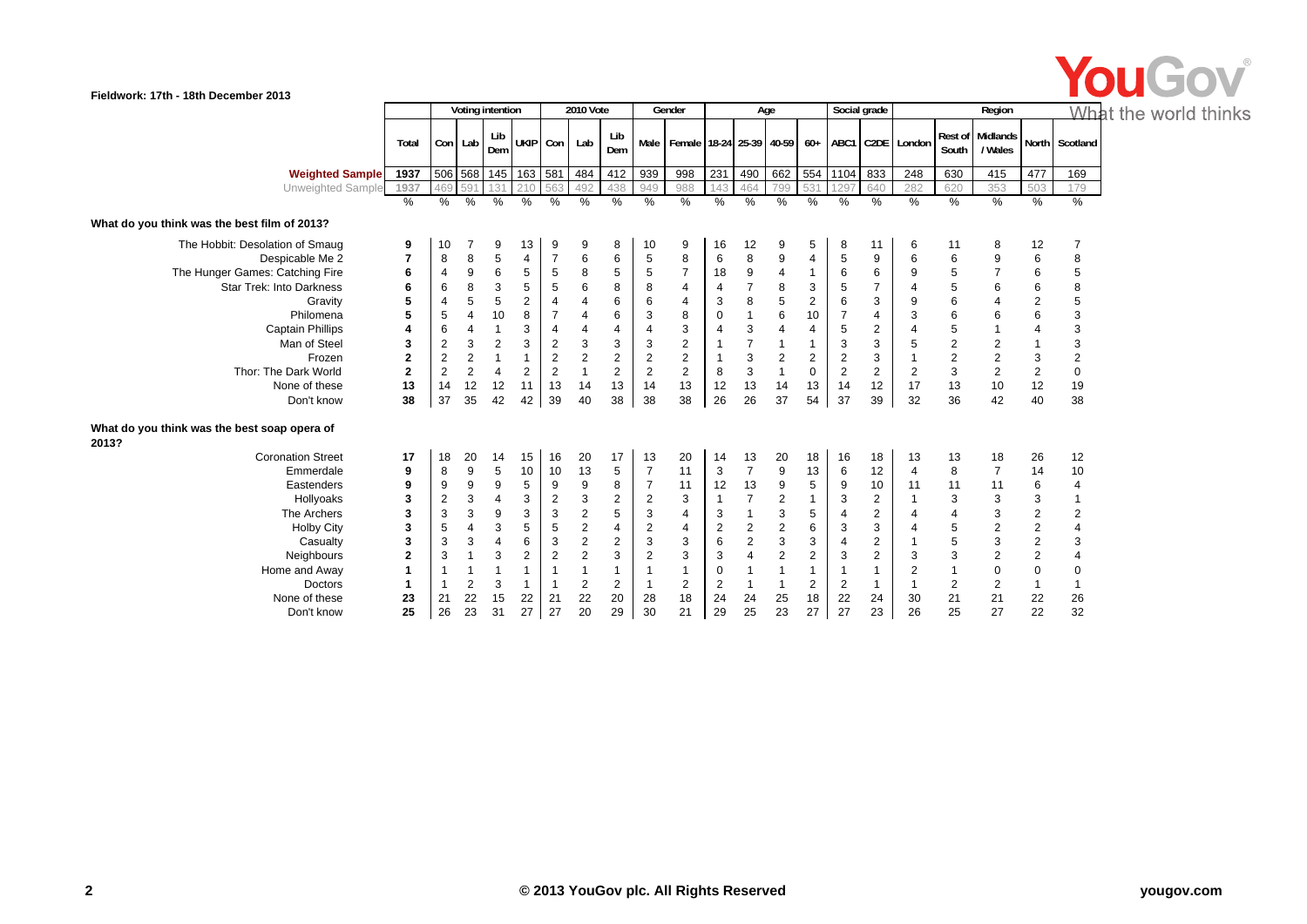Fieldwork: 17th - 18th December 2013

| | Total | Voting intention | | | | 2010 Vote | | | Gender | | Age | | | | Social grade | | Region | | | | |
|---|---|---|---|---|---|---|---|---|---|---|---|---|---|---|---|---|---|---|---|---|---|
| | | Con | Lab | Lib Dem | UKIP | Con | Lab | Lib Dem | Male | Female | 18-24 | 25-39 | 40-59 | 60+ | ABC1 | C2DE | London | Rest of South | Midlands / Wales | North | Scotland |
| **Weighted Sample** | 1937 | 506 | 568 | 145 | 163 | 581 | 484 | 412 | 939 | 998 | 231 | 490 | 662 | 554 | 1104 | 833 | 248 | 630 | 415 | 477 | 169 |
| Unweighted Sample | 1937 | 469 | 591 | 131 | 210 | 563 | 492 | 438 | 949 | 988 | 143 | 464 | 799 | 531 | 1297 | 640 | 282 | 620 | 353 | 503 | 179 |
| | % | % | % | % | % | % | % | % | % | % | % | % | % | % | % | % | % | % | % | % | % |
| **What do you think was the best film of 2013?** | | | | | | | | | | | | | | | | | | | | | |
| The Hobbit: Desolation of Smaug | 9 | 10 | 7 | 9 | 13 | 9 | 9 | 8 | 10 | 9 | 16 | 12 | 9 | 5 | 8 | 11 | 6 | 11 | 8 | 12 | 7 |
| Despicable Me 2 | 7 | 8 | 8 | 5 | 4 | 7 | 6 | 6 | 5 | 8 | 6 | 8 | 9 | 4 | 5 | 9 | 6 | 6 | 9 | 6 | 8 |
| The Hunger Games: Catching Fire | 6 | 4 | 9 | 6 | 5 | 5 | 8 | 5 | 5 | 7 | 18 | 9 | 4 | 1 | 6 | 6 | 9 | 5 | 7 | 6 | 5 |
| Star Trek: Into Darkness | 6 | 6 | 8 | 3 | 5 | 5 | 6 | 8 | 8 | 4 | 4 | 7 | 8 | 3 | 5 | 7 | 4 | 5 | 6 | 6 | 8 |
| Gravity | 5 | 4 | 5 | 5 | 2 | 4 | 4 | 6 | 6 | 4 | 3 | 8 | 5 | 2 | 6 | 3 | 9 | 6 | 4 | 2 | 5 |
| Philomena | 5 | 5 | 4 | 10 | 8 | 7 | 4 | 6 | 3 | 8 | 0 | 1 | 6 | 10 | 7 | 4 | 3 | 6 | 6 | 6 | 3 |
| Captain Phillips | 4 | 6 | 4 | 1 | 3 | 4 | 4 | 4 | 4 | 3 | 4 | 3 | 4 | 4 | 5 | 2 | 4 | 5 | 1 | 4 | 3 |
| Man of Steel | 3 | 2 | 3 | 2 | 3 | 2 | 3 | 3 | 3 | 2 | 1 | 7 | 1 | 1 | 3 | 3 | 5 | 2 | 2 | 1 | 3 |
| Frozen | 2 | 2 | 2 | 1 | 1 | 2 | 2 | 2 | 2 | 2 | 1 | 3 | 2 | 2 | 2 | 3 | 1 | 2 | 2 | 3 | 2 |
| Thor: The Dark World | 2 | 2 | 2 | 4 | 2 | 2 | 1 | 2 | 2 | 2 | 8 | 3 | 1 | 0 | 2 | 2 | 2 | 3 | 2 | 2 | 0 |
| None of these | 13 | 14 | 12 | 12 | 11 | 13 | 14 | 13 | 14 | 13 | 12 | 13 | 14 | 13 | 14 | 12 | 17 | 13 | 10 | 12 | 19 |
| Don't know | 38 | 37 | 35 | 42 | 42 | 39 | 40 | 38 | 38 | 38 | 26 | 26 | 37 | 54 | 37 | 39 | 32 | 36 | 42 | 40 | 38 |
| **What do you think was the best soap opera of 2013?** | | | | | | | | | | | | | | | | | | | | | |
| Coronation Street | 17 | 18 | 20 | 14 | 15 | 16 | 20 | 17 | 13 | 20 | 14 | 13 | 20 | 18 | 16 | 18 | 13 | 13 | 18 | 26 | 12 |
| Emmerdale | 9 | 8 | 9 | 5 | 10 | 10 | 13 | 5 | 7 | 11 | 3 | 7 | 9 | 13 | 6 | 12 | 4 | 8 | 7 | 14 | 10 |
| Eastenders | 9 | 9 | 9 | 9 | 5 | 9 | 9 | 8 | 7 | 11 | 12 | 13 | 9 | 5 | 9 | 10 | 11 | 11 | 11 | 6 | 4 |
| Hollyoaks | 3 | 2 | 3 | 4 | 3 | 2 | 3 | 2 | 2 | 3 | 1 | 7 | 2 | 1 | 3 | 2 | 1 | 3 | 3 | 3 | 1 |
| The Archers | 3 | 3 | 3 | 9 | 3 | 3 | 2 | 5 | 3 | 4 | 3 | 1 | 3 | 5 | 4 | 2 | 4 | 4 | 3 | 2 | 2 |
| Holby City | 3 | 5 | 4 | 3 | 5 | 5 | 2 | 4 | 2 | 4 | 2 | 2 | 2 | 6 | 3 | 3 | 4 | 5 | 2 | 2 | 4 |
| Casualty | 3 | 3 | 3 | 4 | 6 | 3 | 2 | 2 | 3 | 3 | 6 | 2 | 3 | 3 | 4 | 2 | 1 | 5 | 3 | 2 | 3 |
| Neighbours | 2 | 3 | 1 | 3 | 2 | 2 | 2 | 3 | 2 | 3 | 3 | 4 | 2 | 2 | 3 | 2 | 3 | 3 | 2 | 2 | 4 |
| Home and Away | 1 | 1 | 1 | 1 | 1 | 1 | 1 | 1 | 1 | 1 | 0 | 1 | 1 | 1 | 1 | 1 | 2 | 1 | 0 | 0 | 0 |
| Doctors | 1 | 1 | 2 | 3 | 1 | 1 | 2 | 2 | 1 | 2 | 2 | 1 | 1 | 2 | 2 | 1 | 1 | 2 | 2 | 1 | 1 |
| None of these | 23 | 21 | 22 | 15 | 22 | 21 | 22 | 20 | 28 | 18 | 24 | 24 | 25 | 18 | 22 | 24 | 30 | 21 | 21 | 22 | 26 |
| Don't know | 25 | 26 | 23 | 31 | 27 | 27 | 20 | 29 | 30 | 21 | 29 | 25 | 23 | 27 | 27 | 23 | 26 | 25 | 27 | 22 | 32 |

© 2013 YouGov plc. All Rights Reserved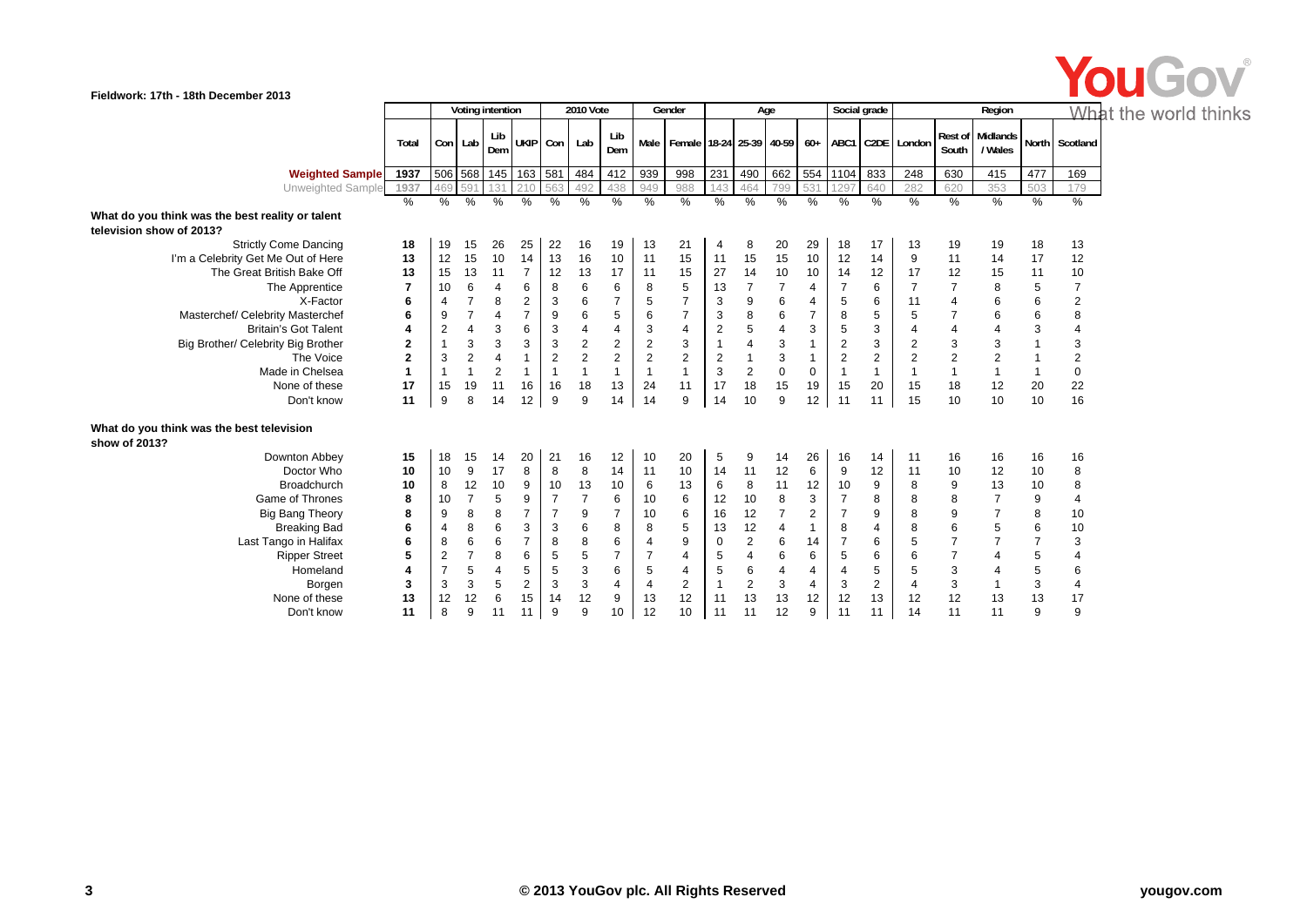Fieldwork: 17th - 18th December 2013

| | Total | Voting intention | | | | 2010 Vote | | | Gender | | Age | | | | Social grade | | Region | | | | |
|---|---|---|---|---|---|---|---|---|---|---|---|---|---|---|---|---|---|---|---|---|---|
| | | Con | Lab | Lib Dem | UKIP | Con | Lab | Lib Dem | Male | Female | 18-24 | 25-39 | 40-59 | 60+ | ABC1 | C2DE | London | Rest of South | Midlands / Wales | North | Scotland |
| **Weighted Sample** | 1937 | 506 | 568 | 145 | 163 | 581 | 484 | 412 | 939 | 998 | 231 | 490 | 662 | 554 | 1104 | 833 | 248 | 630 | 415 | 477 | 169 |
| Unweighted Sample | 1937 | 469 | 591 | 131 | 210 | 563 | 492 | 438 | 949 | 988 | 143 | 464 | 799 | 531 | 1297 | 640 | 282 | 620 | 353 | 503 | 179 |
| | % | % | % | % | % | % | % | % | % | % | % | % | % | % | % | % | % | % | % | % | % |
| **What do you think was the best reality or talent television show of 2013?** | | | | | | | | | | | | | | | | | | | | | |
| Strictly Come Dancing | 18 | 19 | 15 | 26 | 25 | 22 | 16 | 19 | 13 | 21 | 4 | 8 | 20 | 29 | 18 | 17 | 13 | 19 | 19 | 18 | 13 |
| I'm a Celebrity Get Me Out of Here | 13 | 12 | 15 | 10 | 14 | 13 | 16 | 10 | 11 | 15 | 11 | 15 | 15 | 10 | 12 | 14 | 9 | 11 | 14 | 17 | 12 |
| The Great British Bake Off | 13 | 15 | 13 | 11 | 7 | 12 | 13 | 17 | 11 | 15 | 27 | 14 | 10 | 10 | 14 | 12 | 17 | 12 | 15 | 11 | 10 |
| The Apprentice | 7 | 10 | 6 | 4 | 6 | 8 | 6 | 6 | 8 | 5 | 13 | 7 | 7 | 4 | 7 | 6 | 7 | 7 | 8 | 5 | 7 |
| X-Factor | 6 | 4 | 7 | 8 | 2 | 3 | 6 | 7 | 5 | 7 | 3 | 9 | 6 | 4 | 5 | 6 | 11 | 4 | 6 | 6 | 2 |
| Masterchef/ Celebrity Masterchef | 6 | 9 | 7 | 4 | 7 | 9 | 6 | 5 | 6 | 7 | 3 | 8 | 6 | 7 | 8 | 5 | 5 | 7 | 6 | 6 | 8 |
| Britain's Got Talent | 4 | 2 | 4 | 3 | 6 | 3 | 4 | 4 | 3 | 4 | 2 | 5 | 4 | 3 | 5 | 3 | 4 | 4 | 4 | 3 | 4 |
| Big Brother/ Celebrity Big Brother | 2 | 1 | 3 | 3 | 3 | 3 | 2 | 2 | 2 | 3 | 1 | 4 | 3 | 1 | 2 | 3 | 2 | 3 | 3 | 1 | 3 |
| The Voice | 2 | 3 | 2 | 4 | 1 | 2 | 2 | 2 | 2 | 2 | 2 | 1 | 3 | 1 | 2 | 2 | 2 | 2 | 2 | 1 | 2 |
| Made in Chelsea | 1 | 1 | 1 | 2 | 1 | 1 | 1 | 1 | 1 | 1 | 3 | 2 | 0 | 0 | 1 | 1 | 1 | 1 | 1 | 1 | 0 |
| None of these | 17 | 15 | 19 | 11 | 16 | 16 | 18 | 13 | 24 | 11 | 17 | 18 | 15 | 19 | 15 | 20 | 15 | 18 | 12 | 20 | 22 |
| Don't know | 11 | 9 | 8 | 14 | 12 | 9 | 9 | 14 | 14 | 9 | 14 | 10 | 9 | 12 | 11 | 11 | 15 | 10 | 10 | 10 | 16 |
| **What do you think was the best television show of 2013?** | | | | | | | | | | | | | | | | | | | | | |
| Downton Abbey | 15 | 18 | 15 | 14 | 20 | 21 | 16 | 12 | 10 | 20 | 5 | 9 | 14 | 26 | 16 | 14 | 11 | 16 | 16 | 16 | 16 |
| Doctor Who | 10 | 10 | 9 | 17 | 8 | 8 | 8 | 14 | 11 | 10 | 14 | 11 | 12 | 6 | 9 | 12 | 11 | 10 | 12 | 10 | 8 |
| Broadchurch | 10 | 8 | 12 | 10 | 9 | 10 | 13 | 10 | 6 | 13 | 6 | 8 | 11 | 12 | 10 | 9 | 8 | 9 | 13 | 10 | 8 |
| Game of Thrones | 8 | 10 | 7 | 5 | 9 | 7 | 7 | 6 | 10 | 6 | 12 | 10 | 8 | 3 | 7 | 8 | 8 | 8 | 7 | 9 | 4 |
| Big Bang Theory | 8 | 9 | 8 | 8 | 7 | 7 | 9 | 7 | 10 | 6 | 16 | 12 | 7 | 2 | 7 | 9 | 8 | 9 | 7 | 8 | 10 |
| Breaking Bad | 6 | 4 | 8 | 6 | 3 | 3 | 6 | 8 | 8 | 5 | 13 | 12 | 4 | 1 | 8 | 4 | 8 | 6 | 5 | 6 | 10 |
| Last Tango in Halifax | 6 | 8 | 6 | 6 | 7 | 8 | 8 | 6 | 4 | 9 | 0 | 2 | 6 | 14 | 7 | 6 | 5 | 7 | 7 | 7 | 3 |
| Ripper Street | 5 | 2 | 7 | 8 | 6 | 5 | 5 | 7 | 7 | 4 | 5 | 4 | 6 | 6 | 5 | 6 | 6 | 7 | 4 | 5 | 4 |
| Homeland | 4 | 7 | 5 | 4 | 5 | 5 | 3 | 6 | 5 | 4 | 5 | 6 | 4 | 4 | 4 | 5 | 5 | 3 | 4 | 5 | 6 |
| Borgen | 3 | 3 | 3 | 5 | 2 | 3 | 3 | 4 | 4 | 2 | 1 | 2 | 3 | 4 | 3 | 2 | 4 | 3 | 1 | 3 | 4 |
| None of these | 13 | 12 | 12 | 6 | 15 | 14 | 12 | 9 | 13 | 12 | 11 | 13 | 13 | 12 | 12 | 13 | 12 | 12 | 13 | 13 | 17 |
| Don't know | 11 | 8 | 9 | 11 | 11 | 9 | 9 | 10 | 12 | 10 | 11 | 11 | 12 | 9 | 11 | 11 | 14 | 11 | 11 | 9 | 9 |

© 2013 YouGov plc. All Rights Reserved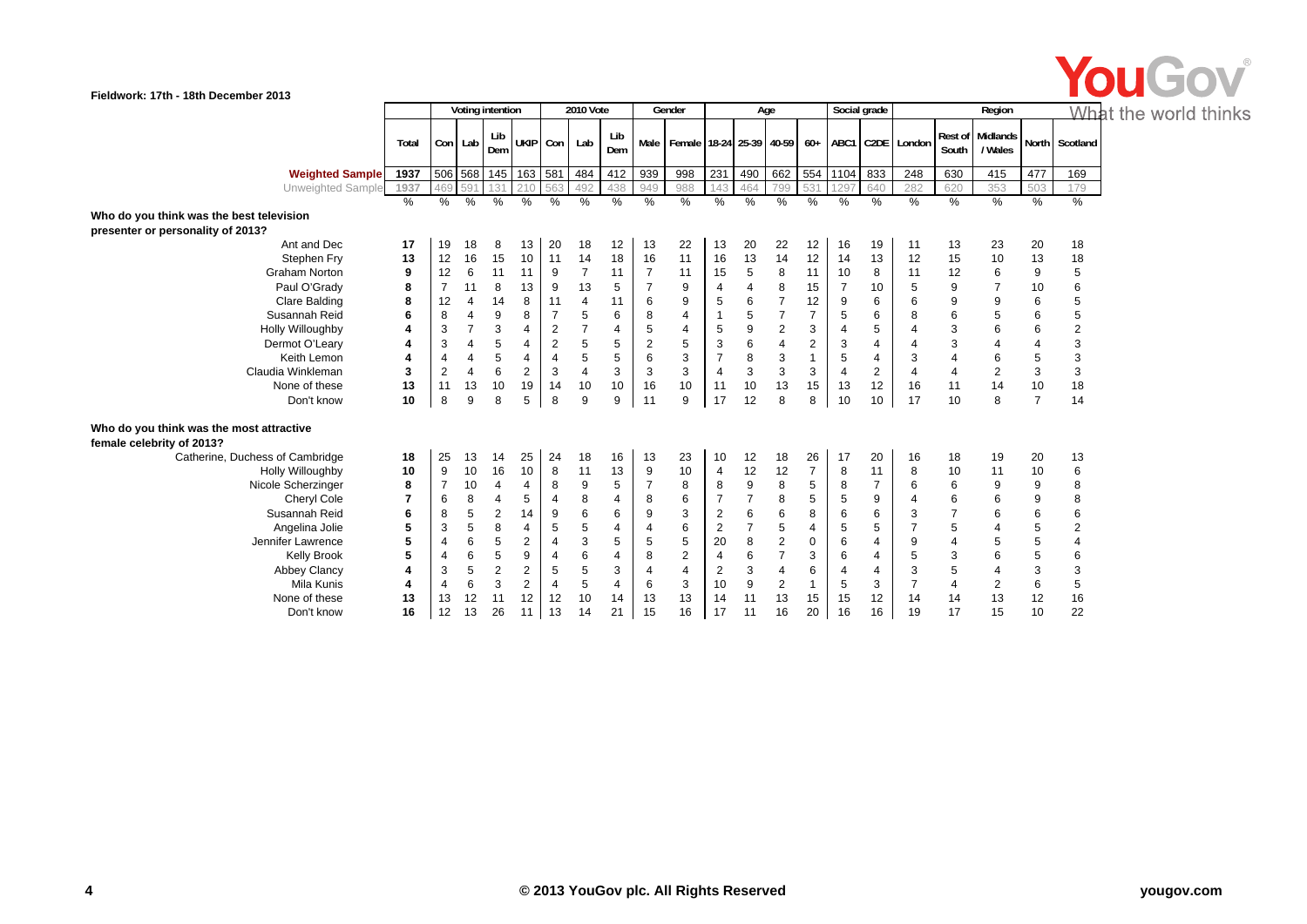Fieldwork: 17th - 18th December 2013

| | Total | Voting intention | | | | 2010 Vote | | | Gender | | Age | | | | Social grade | | Region | | | | |
|---|---|---|---|---|---|---|---|---|---|---|---|---|---|---|---|---|---|---|---|---|---|
| | | Con | Lab | Lib Dem | UKIP | Con | Lab | Lib Dem | Male | Female | 18-24 | 25-39 | 40-59 | 60+ | ABC1 | C2DE | London | Rest of South | Midlands / Wales | North | Scotland |
| **Weighted Sample** | 1937 | 506 | 568 | 145 | 163 | 581 | 484 | 412 | 939 | 998 | 231 | 490 | 662 | 554 | 1104 | 833 | 248 | 630 | 415 | 477 | 169 |
| Unweighted Sample | 1937 | 469 | 591 | 131 | 210 | 563 | 492 | 438 | 949 | 988 | 143 | 464 | 799 | 531 | 1297 | 640 | 282 | 620 | 353 | 503 | 179 |
| | % | % | % | % | % | % | % | % | % | % | % | % | % | % | % | % | % | % | % | % | % |
| **Who do you think was the best television presenter or personality of 2013?** | | | | | | | | | | | | | | | | | | | | | |
| Ant and Dec | 17 | 19 | 18 | 8 | 13 | 20 | 18 | 12 | 13 | 22 | 13 | 20 | 22 | 12 | 16 | 19 | 11 | 13 | 23 | 20 | 18 |
| Stephen Fry | 13 | 12 | 16 | 15 | 10 | 11 | 14 | 18 | 16 | 11 | 16 | 13 | 14 | 12 | 14 | 13 | 12 | 15 | 10 | 13 | 18 |
| Graham Norton | 9 | 12 | 6 | 11 | 11 | 9 | 7 | 11 | 7 | 11 | 15 | 5 | 8 | 11 | 10 | 8 | 11 | 12 | 6 | 9 | 5 |
| Paul O'Grady | 8 | 7 | 11 | 8 | 13 | 9 | 13 | 5 | 7 | 9 | 4 | 4 | 8 | 15 | 7 | 10 | 5 | 9 | 7 | 10 | 6 |
| Clare Balding | 8 | 12 | 4 | 14 | 8 | 11 | 4 | 11 | 6 | 9 | 5 | 6 | 7 | 12 | 9 | 6 | 6 | 9 | 9 | 6 | 5 |
| Susannah Reid | 6 | 8 | 4 | 9 | 8 | 7 | 5 | 6 | 8 | 4 | 1 | 5 | 7 | 7 | 5 | 6 | 8 | 6 | 5 | 6 | 5 |
| Holly Willoughby | 4 | 3 | 7 | 3 | 4 | 2 | 7 | 4 | 5 | 4 | 5 | 9 | 2 | 3 | 4 | 5 | 4 | 3 | 6 | 6 | 2 |
| Dermot O'Leary | 4 | 3 | 4 | 5 | 4 | 2 | 5 | 5 | 2 | 5 | 3 | 6 | 4 | 2 | 3 | 4 | 4 | 3 | 4 | 4 | 3 |
| Keith Lemon | 4 | 4 | 4 | 5 | 4 | 4 | 5 | 5 | 6 | 3 | 7 | 8 | 3 | 1 | 5 | 4 | 3 | 4 | 6 | 5 | 3 |
| Claudia Winkleman | 3 | 2 | 4 | 6 | 2 | 3 | 4 | 3 | 3 | 3 | 4 | 3 | 3 | 3 | 4 | 2 | 4 | 4 | 2 | 3 | 3 |
| None of these | 13 | 11 | 13 | 10 | 19 | 14 | 10 | 10 | 16 | 10 | 11 | 10 | 13 | 15 | 13 | 12 | 16 | 11 | 14 | 10 | 18 |
| Don't know | 10 | 8 | 9 | 8 | 5 | 8 | 9 | 9 | 11 | 9 | 17 | 12 | 8 | 8 | 10 | 10 | 17 | 10 | 8 | 7 | 14 |
| **Who do you think was the most attractive female celebrity of 2013?** | | | | | | | | | | | | | | | | | | | | | |
| Catherine, Duchess of Cambridge | 18 | 25 | 13 | 14 | 25 | 24 | 18 | 16 | 13 | 23 | 10 | 12 | 18 | 26 | 17 | 20 | 16 | 18 | 19 | 20 | 13 |
| Holly Willoughby | 10 | 9 | 10 | 16 | 10 | 8 | 11 | 13 | 9 | 10 | 4 | 12 | 12 | 7 | 8 | 11 | 8 | 10 | 11 | 10 | 6 |
| Nicole Scherzinger | 8 | 7 | 10 | 4 | 4 | 8 | 9 | 5 | 7 | 8 | 8 | 9 | 8 | 5 | 8 | 7 | 6 | 6 | 9 | 9 | 8 |
| Cheryl Cole | 7 | 6 | 8 | 4 | 5 | 4 | 8 | 4 | 8 | 6 | 7 | 7 | 8 | 5 | 5 | 9 | 4 | 6 | 6 | 9 | 8 |
| Susannah Reid | 6 | 8 | 5 | 2 | 14 | 9 | 6 | 6 | 9 | 3 | 2 | 6 | 6 | 8 | 6 | 6 | 3 | 7 | 6 | 6 | 6 |
| Angelina Jolie | 5 | 3 | 5 | 8 | 4 | 5 | 5 | 4 | 4 | 6 | 2 | 7 | 5 | 4 | 5 | 5 | 7 | 5 | 4 | 5 | 2 |
| Jennifer Lawrence | 5 | 4 | 6 | 5 | 2 | 4 | 3 | 5 | 5 | 5 | 20 | 8 | 2 | 0 | 6 | 4 | 9 | 4 | 5 | 5 | 4 |
| Kelly Brook | 5 | 4 | 6 | 5 | 9 | 4 | 6 | 4 | 8 | 2 | 4 | 6 | 7 | 3 | 6 | 4 | 5 | 3 | 6 | 5 | 6 |
| Abbey Clancy | 4 | 3 | 5 | 2 | 2 | 5 | 5 | 3 | 4 | 4 | 2 | 3 | 4 | 6 | 4 | 4 | 3 | 5 | 4 | 3 | 3 |
| Mila Kunis | 4 | 4 | 6 | 3 | 2 | 4 | 5 | 4 | 6 | 3 | 10 | 9 | 2 | 1 | 5 | 3 | 7 | 4 | 2 | 6 | 5 |
| None of these | 13 | 13 | 12 | 11 | 12 | 12 | 10 | 14 | 13 | 13 | 14 | 11 | 13 | 15 | 15 | 12 | 14 | 14 | 13 | 12 | 16 |
| Don't know | 16 | 12 | 13 | 26 | 11 | 13 | 14 | 21 | 15 | 16 | 17 | 11 | 16 | 20 | 16 | 16 | 19 | 17 | 15 | 10 | 22 |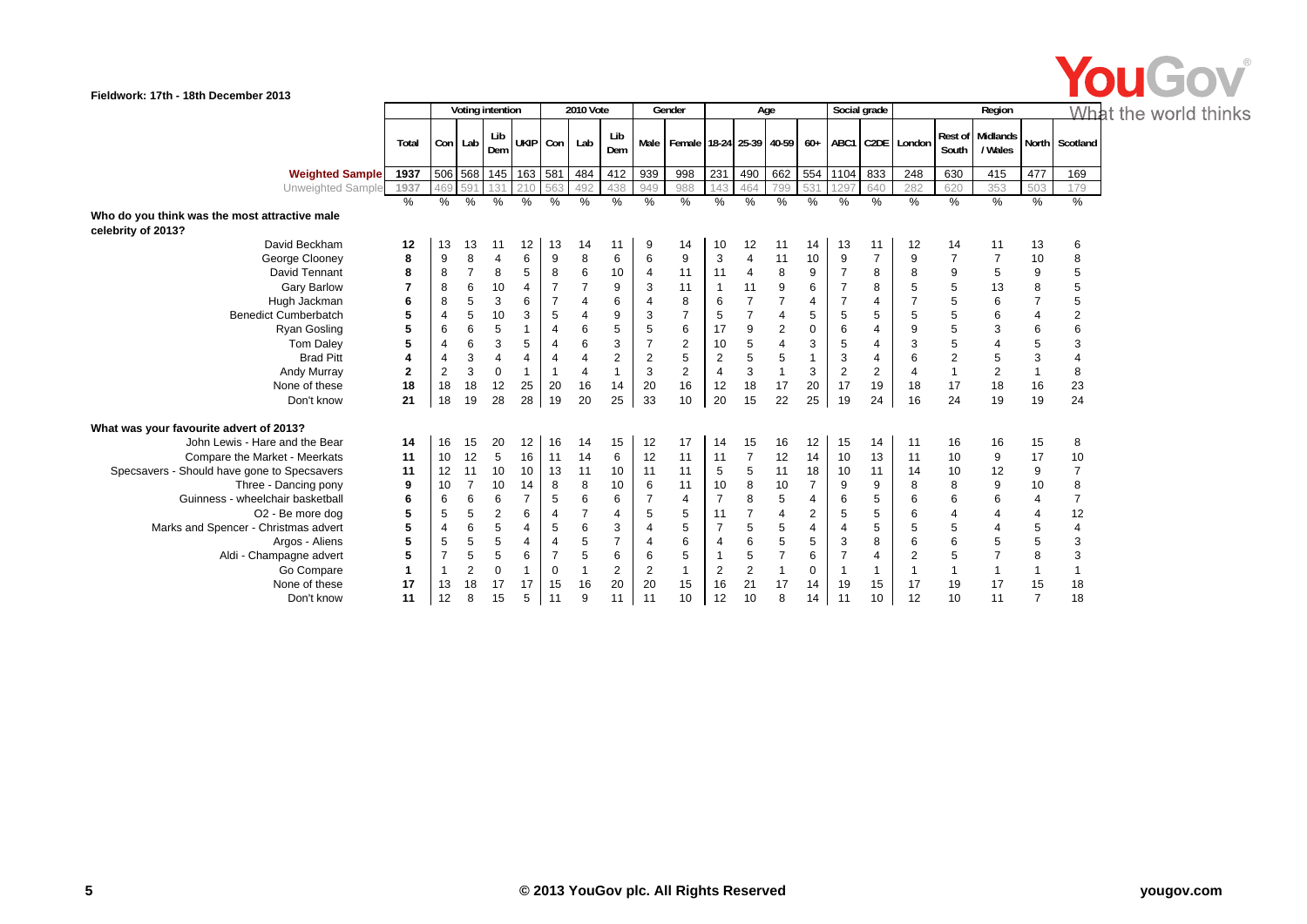Fieldwork: 17th - 18th December 2013

| | Total | Voting intention | | | | 2010 Vote | | | Gender | | Age | | | | Social grade | | Region | | | | |
|---|---|---|---|---|---|---|---|---|---|---|---|---|---|---|---|---|---|---|---|---|---|
| | | Con | Lab | Lib Dem | UKIP | Con | Lab | Lib Dem | Male | Female | 18-24 | 25-39 | 40-59 | 60+ | ABC1 | C2DE | London | Rest of South | Midlands / Wales | North | Scotland |
| **Weighted Sample** | 1937 | 506 | 568 | 145 | 163 | 581 | 484 | 412 | 939 | 998 | 231 | 490 | 662 | 554 | 1104 | 833 | 248 | 630 | 415 | 477 | 169 |
| Unweighted Sample | 1937 | 469 | 591 | 131 | 210 | 563 | 492 | 438 | 949 | 988 | 143 | 464 | 799 | 531 | 1297 | 640 | 282 | 620 | 353 | 503 | 179 |
| | % | % | % | % | % | % | % | % | % | % | % | % | % | % | % | % | % | % | % | % | % |
| **Who do you think was the most attractive male celebrity of 2013?** | | | | | | | | | | | | | | | | | | | | | |
| David Beckham | **12** | 13 | 13 | 11 | 12 | 13 | 14 | 11 | 9 | 14 | 10 | 12 | 11 | 14 | 13 | 11 | 12 | 14 | 11 | 13 | 6 |
| George Clooney | **8** | 9 | 8 | 4 | 6 | 9 | 8 | 6 | 6 | 9 | 3 | 4 | 11 | 10 | 9 | 7 | 9 | 7 | 7 | 10 | 8 |
| David Tennant | **8** | 8 | 7 | 8 | 5 | 8 | 6 | 10 | 4 | 11 | 11 | 4 | 8 | 9 | 7 | 8 | 8 | 9 | 5 | 9 | 5 |
| Gary Barlow | **7** | 8 | 6 | 10 | 4 | 7 | 7 | 9 | 3 | 11 | 1 | 11 | 9 | 6 | 7 | 8 | 5 | 5 | 13 | 8 | 5 |
| Hugh Jackman | **6** | 8 | 5 | 3 | 6 | 7 | 4 | 6 | 4 | 8 | 6 | 7 | 7 | 4 | 7 | 4 | 7 | 5 | 6 | 7 | 5 |
| Benedict Cumberbatch | **5** | 4 | 5 | 10 | 3 | 5 | 4 | 9 | 3 | 7 | 5 | 7 | 4 | 5 | 5 | 5 | 5 | 5 | 6 | 4 | 2 |
| Ryan Gosling | **5** | 6 | 6 | 5 | 1 | 4 | 6 | 5 | 5 | 6 | 17 | 9 | 2 | 0 | 6 | 4 | 9 | 5 | 3 | 6 | 6 |
| Tom Daley | **5** | 4 | 6 | 3 | 5 | 4 | 6 | 3 | 7 | 2 | 10 | 5 | 4 | 3 | 5 | 4 | 3 | 5 | 4 | 5 | 3 |
| Brad Pitt | **4** | 4 | 3 | 4 | 4 | 4 | 4 | 2 | 2 | 5 | 2 | 5 | 5 | 1 | 3 | 4 | 6 | 2 | 5 | 3 | 4 |
| Andy Murray | **2** | 2 | 3 | 0 | 1 | 1 | 4 | 1 | 3 | 2 | 4 | 3 | 1 | 3 | 2 | 2 | 4 | 1 | 2 | 1 | 8 |
| None of these | **18** | 18 | 18 | 12 | 25 | 20 | 16 | 14 | 20 | 16 | 12 | 18 | 17 | 20 | 17 | 19 | 18 | 17 | 18 | 16 | 23 |
| Don't know | **21** | 18 | 19 | 28 | 28 | 19 | 20 | 25 | 33 | 10 | 20 | 15 | 22 | 25 | 19 | 24 | 16 | 24 | 19 | 19 | 24 |
| **What was your favourite advert of 2013?** | | | | | | | | | | | | | | | | | | | | | |
| John Lewis - Hare and the Bear | **14** | 16 | 15 | 20 | 12 | 16 | 14 | 15 | 12 | 17 | 14 | 15 | 16 | 12 | 15 | 14 | 11 | 16 | 16 | 15 | 8 |
| Compare the Market - Meerkats | **11** | 10 | 12 | 5 | 16 | 11 | 14 | 6 | 12 | 11 | 11 | 7 | 12 | 14 | 10 | 13 | 11 | 10 | 9 | 17 | 10 |
| Specsavers - Should have gone to Specsavers | **11** | 12 | 11 | 10 | 10 | 13 | 11 | 10 | 11 | 11 | 5 | 5 | 11 | 18 | 10 | 11 | 14 | 10 | 12 | 9 | 7 |
| Three - Dancing pony | **9** | 10 | 7 | 10 | 14 | 8 | 8 | 10 | 6 | 11 | 10 | 8 | 10 | 7 | 9 | 9 | 8 | 8 | 9 | 10 | 8 |
| Guinness - wheelchair basketball | **6** | 6 | 6 | 6 | 7 | 5 | 6 | 6 | 7 | 4 | 7 | 8 | 5 | 4 | 6 | 5 | 6 | 6 | 6 | 4 | 7 |
| O2 - Be more dog | **5** | 5 | 5 | 2 | 6 | 4 | 7 | 4 | 5 | 5 | 11 | 7 | 4 | 2 | 5 | 5 | 6 | 4 | 4 | 4 | 12 |
| Marks and Spencer - Christmas advert | **5** | 4 | 6 | 5 | 4 | 5 | 6 | 3 | 4 | 5 | 7 | 5 | 5 | 4 | 4 | 5 | 5 | 5 | 4 | 5 | 4 |
| Argos - Aliens | **5** | 5 | 5 | 5 | 4 | 4 | 5 | 7 | 4 | 6 | 4 | 6 | 5 | 5 | 3 | 8 | 6 | 6 | 5 | 5 | 3 |
| Aldi - Champagne advert | **5** | 7 | 5 | 5 | 6 | 7 | 5 | 6 | 6 | 5 | 1 | 5 | 7 | 6 | 7 | 4 | 2 | 5 | 7 | 8 | 3 |
| Go Compare | **1** | 1 | 2 | 0 | 1 | 0 | 1 | 2 | 2 | 1 | 2 | 2 | 1 | 0 | 1 | 1 | 1 | 1 | 1 | 1 | 1 |
| None of these | **17** | 13 | 18 | 17 | 17 | 15 | 16 | 20 | 20 | 15 | 16 | 21 | 17 | 14 | 19 | 15 | 17 | 19 | 17 | 15 | 18 |
| Don't know | **11** | 12 | 8 | 15 | 5 | 11 | 9 | 11 | 11 | 10 | 12 | 10 | 8 | 14 | 11 | 10 | 12 | 10 | 11 | 7 | 18 |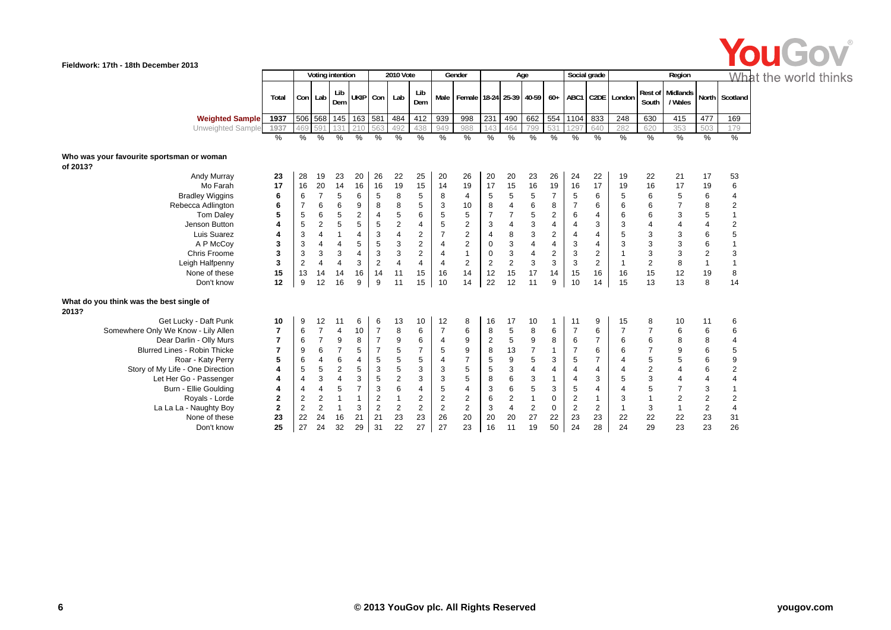**Fieldwork: 17th - 18th December 2013**

| | Total | Voting intention | | | | 2010 Vote | | | Gender | | Age | | | | Social grade | | Region | | | | |
|---|---|---|---|---|---|---|---|---|---|---|---|---|---|---|---|---|---|---|---|---|---|
| | | Con | Lab | Lib Dem | UKIP | Con | Lab | Lib Dem | Male | Female | 18-24 | 25-39 | 40-59 | 60+ | ABC1 | C2DE | London | Rest of South | Midlands / Wales | North | Scotland |
| **Weighted Sample** | 1937 | 506 | 568 | 145 | 163 | 581 | 484 | 412 | 939 | 998 | 231 | 490 | 662 | 554 | 1104 | 833 | 248 | 630 | 415 | 477 | 169 |
| Unweighted Sample | 1937 | 469 | 591 | 131 | 210 | 563 | 492 | 438 | 949 | 988 | 143 | 464 | 799 | 531 | 1297 | 640 | 282 | 620 | 353 | 503 | 179 |
| | % | % | % | % | % | % | % | % | % | % | % | % | % | % | % | % | % | % | % | % | % |
| **Who was your favourite sportsman or woman of 2013?** | | | | | | | | | | | | | | | | | | | | | |
| Andy Murray | 23 | 28 | 19 | 23 | 20 | 26 | 22 | 25 | 20 | 26 | 20 | 20 | 23 | 26 | 24 | 22 | 19 | 22 | 21 | 17 | 53 |
| Mo Farah | 17 | 16 | 20 | 14 | 16 | 16 | 19 | 15 | 14 | 19 | 17 | 15 | 16 | 19 | 16 | 17 | 19 | 16 | 17 | 19 | 6 |
| Bradley Wiggins | 6 | 6 | 7 | 5 | 6 | 5 | 8 | 5 | 8 | 4 | 5 | 5 | 5 | 7 | 5 | 6 | 5 | 6 | 5 | 6 | 4 |
| Rebecca Adlington | 6 | 7 | 6 | 6 | 9 | 8 | 8 | 5 | 3 | 10 | 8 | 4 | 6 | 8 | 7 | 6 | 6 | 6 | 7 | 8 | 2 |
| Tom Daley | 5 | 5 | 6 | 5 | 2 | 4 | 5 | 6 | 5 | 5 | 7 | 7 | 5 | 2 | 6 | 4 | 6 | 6 | 3 | 5 | 1 |
| Jenson Button | 4 | 5 | 2 | 5 | 5 | 5 | 2 | 4 | 5 | 2 | 3 | 4 | 3 | 4 | 4 | 3 | 3 | 4 | 4 | 4 | 2 |
| Luis Suarez | 4 | 3 | 4 | 1 | 4 | 3 | 4 | 2 | 7 | 2 | 4 | 8 | 3 | 2 | 4 | 4 | 5 | 3 | 3 | 6 | 5 |
| A P McCoy | 3 | 3 | 4 | 4 | 5 | 5 | 3 | 2 | 4 | 2 | 0 | 3 | 4 | 4 | 3 | 4 | 3 | 3 | 3 | 6 | 1 |
| Chris Froome | 3 | 3 | 3 | 3 | 4 | 3 | 3 | 2 | 4 | 1 | 0 | 3 | 4 | 2 | 3 | 2 | 1 | 3 | 3 | 2 | 3 |
| Leigh Halfpenny | 3 | 2 | 4 | 4 | 3 | 2 | 4 | 4 | 4 | 2 | 2 | 2 | 3 | 3 | 3 | 2 | 1 | 2 | 8 | 1 | 1 |
| None of these | 15 | 13 | 14 | 14 | 16 | 14 | 11 | 15 | 16 | 14 | 12 | 15 | 17 | 14 | 15 | 16 | 16 | 15 | 12 | 19 | 8 |
| Don't know | 12 | 9 | 12 | 16 | 9 | 9 | 11 | 15 | 10 | 14 | 22 | 12 | 11 | 9 | 10 | 14 | 15 | 13 | 13 | 8 | 14 |
| **What do you think was the best single of 2013?** | | | | | | | | | | | | | | | | | | | | | |
| Get Lucky - Daft Punk | 10 | 9 | 12 | 11 | 6 | 6 | 13 | 10 | 12 | 8 | 16 | 17 | 10 | 1 | 11 | 9 | 15 | 8 | 10 | 11 | 6 |
| Somewhere Only We Know - Lily Allen | 7 | 6 | 7 | 4 | 10 | 7 | 8 | 6 | 7 | 6 | 8 | 5 | 8 | 6 | 7 | 6 | 7 | 7 | 6 | 6 | 6 |
| Dear Darlin - Olly Murs | 7 | 6 | 7 | 9 | 8 | 7 | 9 | 6 | 4 | 9 | 2 | 5 | 9 | 8 | 6 | 7 | 6 | 6 | 8 | 8 | 4 |
| Blurred Lines - Robin Thicke | 7 | 9 | 6 | 7 | 5 | 7 | 5 | 7 | 5 | 9 | 8 | 13 | 7 | 1 | 7 | 6 | 6 | 7 | 9 | 6 | 5 |
| Roar - Katy Perry | 5 | 6 | 4 | 6 | 4 | 5 | 5 | 5 | 4 | 7 | 5 | 9 | 5 | 3 | 5 | 7 | 4 | 5 | 5 | 6 | 9 |
| Story of My Life - One Direction | 4 | 5 | 5 | 2 | 5 | 3 | 5 | 3 | 3 | 5 | 5 | 3 | 4 | 4 | 4 | 4 | 4 | 2 | 4 | 6 | 2 |
| Let Her Go - Passenger | 4 | 4 | 3 | 4 | 3 | 5 | 2 | 3 | 3 | 5 | 8 | 6 | 3 | 1 | 4 | 3 | 5 | 3 | 4 | 4 | 4 |
| Burn - Ellie Goulding | 4 | 4 | 4 | 5 | 7 | 3 | 6 | 4 | 5 | 4 | 3 | 6 | 5 | 3 | 5 | 4 | 4 | 5 | 7 | 3 | 1 |
| Royals - Lorde | 2 | 2 | 2 | 1 | 1 | 2 | 1 | 2 | 2 | 2 | 6 | 2 | 1 | 0 | 2 | 1 | 3 | 1 | 2 | 2 | 2 |
| La La La - Naughty Boy | 2 | 2 | 2 | 1 | 3 | 2 | 2 | 2 | 2 | 2 | 3 | 4 | 2 | 0 | 2 | 2 | 1 | 3 | 1 | 2 | 4 |
| None of these | 23 | 22 | 24 | 16 | 21 | 21 | 23 | 23 | 26 | 20 | 20 | 20 | 27 | 22 | 23 | 23 | 22 | 22 | 22 | 23 | 31 |
| Don't know | 25 | 27 | 24 | 32 | 29 | 31 | 22 | 27 | 27 | 23 | 16 | 11 | 19 | 50 | 24 | 28 | 24 | 29 | 23 | 23 | 26 |

© 2013 YouGov plc. All Rights Reserved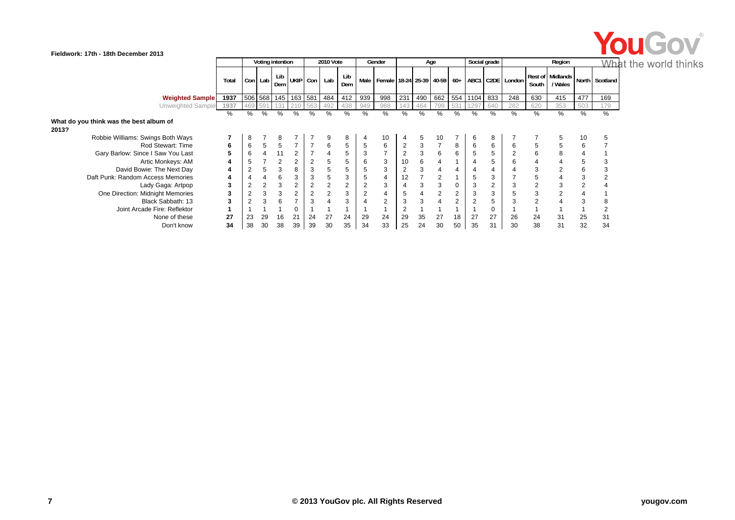**Fieldwork: 17th - 18th December 2013**

| | | Voting intention | | | | 2010 Vote | | | Gender | | Age | | | | Social grade | | Region | | | | |
|---|---|---|---|---|---|---|---|---|---|---|---|---|---|---|---|---|---|---|---|---|---|
| | Total | Con | Lab | Lib Dem | UKIP | Con | Lab | Lib Dem | Male | Female | 18-24 | 25-39 | 40-59 | 60+ | ABC1 | C2DE | London | Rest of South | Midlands / Wales | North | Scotland |
| **Weighted Sample** | 1937 | 506 | 568 | 145 | 163 | 581 | 484 | 412 | 939 | 998 | 231 | 490 | 662 | 554 | 1104 | 833 | 248 | 630 | 415 | 477 | 169 |
| Unweighted Sample | 1937 | 469 | 591 | 131 | 210 | 563 | 492 | 438 | 949 | 988 | 143 | 464 | 799 | 531 | 1297 | 640 | 282 | 620 | 353 | 503 | 179 |
| | % | % | % | % | % | % | % | % | % | % | % | % | % | % | % | % | % | % | % | % | % |
| **What do you think was the best album of 2013?** | | | | | | | | | | | | | | | | | | | | | |
| Robbie Williams: Swings Both Ways | **7** | 8 | 7 | 8 | 7 | 7 | 9 | 8 | 4 | 10 | 4 | 5 | 10 | 7 | 6 | 8 | 7 | 7 | 5 | 10 | 5 |
| Rod Stewart: Time | **6** | 6 | 5 | 5 | 7 | 7 | 6 | 5 | 5 | 6 | 2 | 3 | 7 | 8 | 6 | 6 | 6 | 5 | 5 | 6 | 7 |
| Gary Barlow: Since I Saw You Last | **5** | 6 | 4 | 11 | 2 | 7 | 4 | 5 | 3 | 7 | 2 | 3 | 6 | 6 | 5 | 5 | 2 | 6 | 8 | 4 | 1 |
| Artic Monkeys: AM | **4** | 5 | 7 | 2 | 2 | 2 | 5 | 5 | 6 | 3 | 10 | 6 | 4 | 1 | 4 | 5 | 6 | 4 | 4 | 5 | 3 |
| David Bowie: The Next Day | **4** | 2 | 5 | 3 | 8 | 3 | 5 | 5 | 5 | 3 | 2 | 3 | 4 | 4 | 4 | 4 | 4 | 3 | 2 | 6 | 3 |
| Daft Punk: Random Access Memories | **4** | 4 | 4 | 6 | 3 | 3 | 5 | 3 | 5 | 4 | 12 | 7 | 2 | 1 | 5 | 3 | 7 | 5 | 4 | 3 | 2 |
| Lady Gaga: Artpop | **3** | 2 | 2 | 3 | 2 | 2 | 2 | 2 | 2 | 3 | 4 | 3 | 3 | 0 | 3 | 2 | 3 | 2 | 3 | 2 | 4 |
| One Direction: Midnight Memories | **3** | 2 | 3 | 3 | 2 | 2 | 2 | 3 | 2 | 4 | 5 | 4 | 2 | 2 | 3 | 3 | 5 | 3 | 2 | 4 | 1 |
| Black Sabbath: 13 | **3** | 2 | 3 | 6 | 7 | 3 | 4 | 3 | 4 | 2 | 3 | 3 | 4 | 2 | 2 | 5 | 3 | 2 | 4 | 3 | 8 |
| Joint Arcade Fire: Reflektor | **1** | 1 | 1 | 1 | 0 | 1 | 1 | 1 | 1 | 1 | 2 | 1 | 1 | 1 | 1 | 0 | 1 | 1 | 1 | 1 | 2 |
| None of these | **27** | 23 | 29 | 16 | 21 | 24 | 27 | 24 | 29 | 24 | 29 | 35 | 27 | 18 | 27 | 27 | 26 | 24 | 31 | 25 | 31 |
| Don't know | **34** | 38 | 30 | 38 | 39 | 39 | 30 | 35 | 34 | 33 | 25 | 24 | 30 | 50 | 35 | 31 | 30 | 38 | 31 | 32 | 34 |